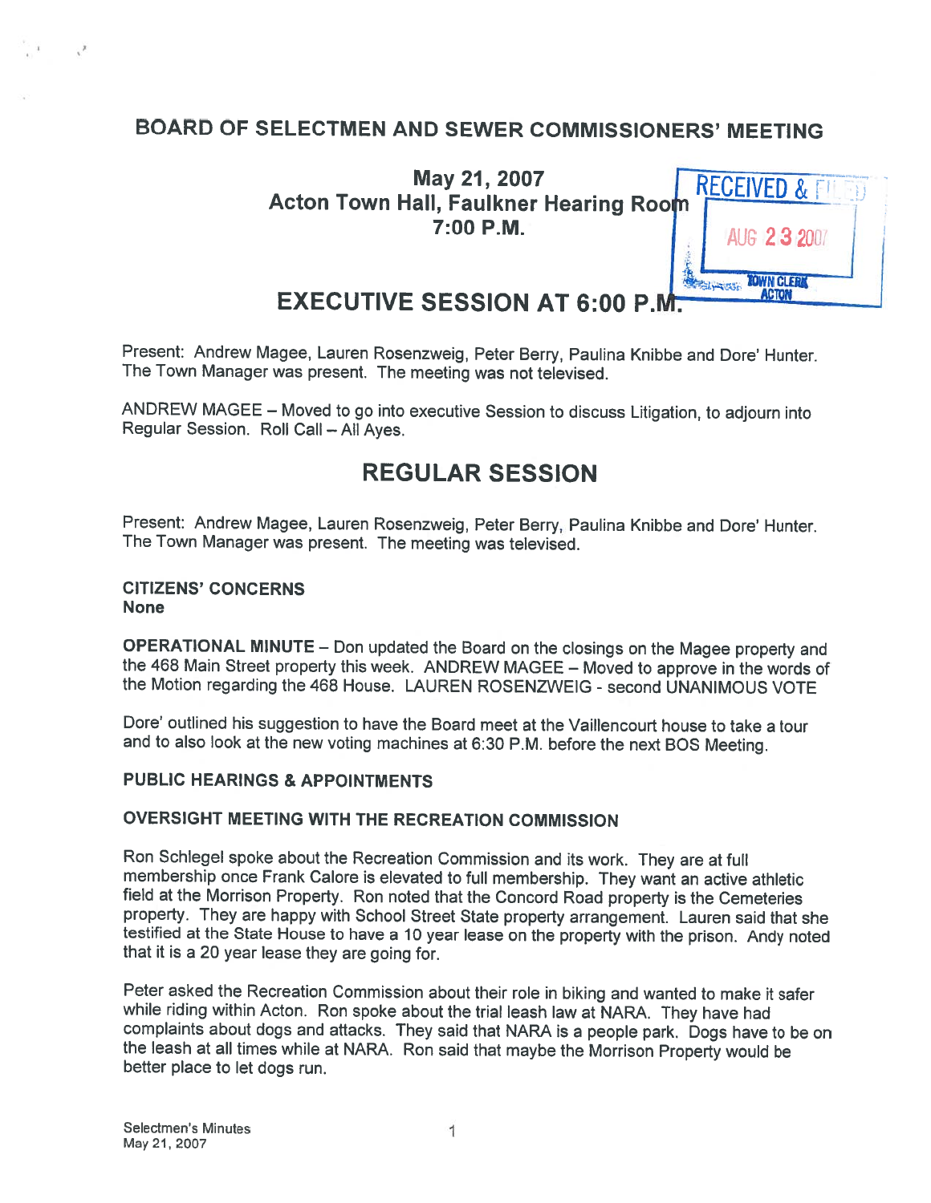# BOARD OF SELECTMEN AND SEWER COMMISSIONERS' MEETING

**May 21, 2007**
**Acton Town Hall, Faulkner Hearing Room**
**7:00 P.M.**

RECEIVED & FILED
AUG 23 2007
TOWN CLERK ACTON

## EXECUTIVE SESSION AT 6:00 P.M.

Present: Andrew Magee, Lauren Rosenzweig, Peter Berry, Paulina Knibbe and Dore' Hunter. The Town Manager was present. The meeting was not televised.

ANDREW MAGEE – Moved to go into executive Session to discuss Litigation, to adjourn into Regular Session. Roll Call – All Ayes.

## REGULAR SESSION

Present: Andrew Magee, Lauren Rosenzweig, Peter Berry, Paulina Knibbe and Dore' Hunter. The Town Manager was present. The meeting was televised.

**CITIZENS' CONCERNS**
**None**

**OPERATIONAL MINUTE** – Don updated the Board on the closings on the Magee property and the 468 Main Street property this week. ANDREW MAGEE – Moved to approve in the words of the Motion regarding the 468 House. LAUREN ROSENZWEIG - second UNANIMOUS VOTE

Dore' outlined his suggestion to have the Board meet at the Vaillencourt house to take a tour and to also look at the new voting machines at 6:30 P.M. before the next BOS Meeting.

**PUBLIC HEARINGS & APPOINTMENTS**

**OVERSIGHT MEETING WITH THE RECREATION COMMISSION**

Ron Schlegel spoke about the Recreation Commission and its work. They are at full membership once Frank Calore is elevated to full membership. They want an active athletic field at the Morrison Property. Ron noted that the Concord Road property is the Cemeteries property. They are happy with School Street State property arrangement. Lauren said that she testified at the State House to have a 10 year lease on the property with the prison. Andy noted that it is a 20 year lease they are going for.

Peter asked the Recreation Commission about their role in biking and wanted to make it safer while riding within Acton. Ron spoke about the trial leash law at NARA. They have had complaints about dogs and attacks. They said that NARA is a people park. Dogs have to be on the leash at all times while at NARA. Ron said that maybe the Morrison Property would be better place to let dogs run.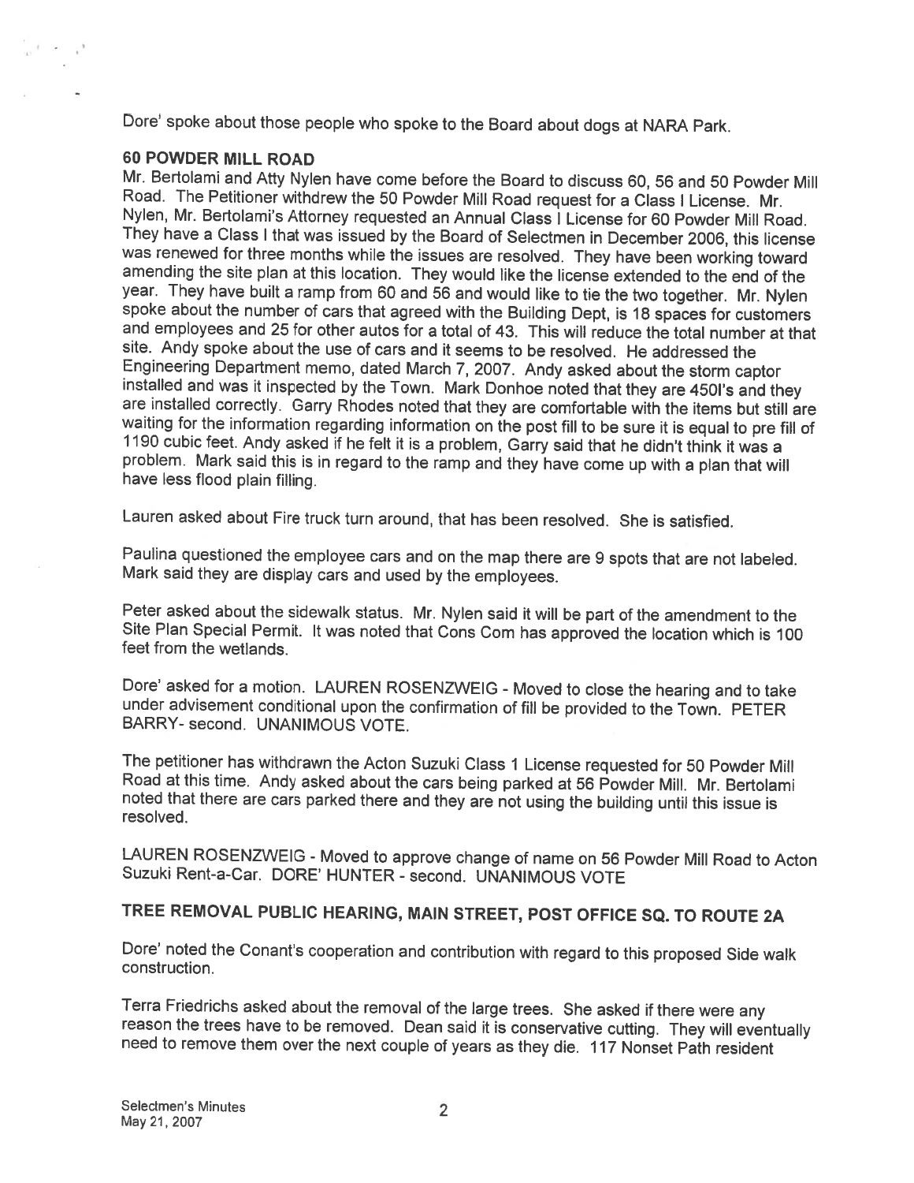Dore' spoke about those people who spoke to the Board about dogs at NARA Park.

**60 POWDER MILL ROAD**

Mr. Bertolami and Atty Nylen have come before the Board to discuss 60, 56 and 50 Powder Mill Road. The Petitioner withdrew the 50 Powder Mill Road request for a Class I License. Mr. Nylen, Mr. Bertolami's Attorney requested an Annual Class I License for 60 Powder Mill Road. They have a Class I that was issued by the Board of Selectmen in December 2006, this license was renewed for three months while the issues are resolved. They have been working toward amending the site plan at this location. They would like the license extended to the end of the year. They have built a ramp from 60 and 56 and would like to tie the two together. Mr. Nylen spoke about the number of cars that agreed with the Building Dept, is 18 spaces for customers and employees and 25 for other autos for a total of 43. This will reduce the total number at that site. Andy spoke about the use of cars and it seems to be resolved. He addressed the Engineering Department memo, dated March 7, 2007. Andy asked about the storm captor installed and was it inspected by the Town. Mark Donhoe noted that they are 450I's and they are installed correctly. Garry Rhodes noted that they are comfortable with the items but still are waiting for the information regarding information on the post fill to be sure it is equal to pre fill of 1190 cubic feet. Andy asked if he felt it is a problem, Garry said that he didn't think it was a problem. Mark said this is in regard to the ramp and they have come up with a plan that will have less flood plain filling.

Lauren asked about Fire truck turn around, that has been resolved. She is satisfied.

Paulina questioned the employee cars and on the map there are 9 spots that are not labeled. Mark said they are display cars and used by the employees.

Peter asked about the sidewalk status. Mr. Nylen said it will be part of the amendment to the Site Plan Special Permit. It was noted that Cons Com has approved the location which is 100 feet from the wetlands.

Dore' asked for a motion. LAUREN ROSENZWEIG - Moved to close the hearing and to take under advisement conditional upon the confirmation of fill be provided to the Town. PETER BARRY- second. UNANIMOUS VOTE.

The petitioner has withdrawn the Acton Suzuki Class 1 License requested for 50 Powder Mill Road at this time. Andy asked about the cars being parked at 56 Powder Mill. Mr. Bertolami noted that there are cars parked there and they are not using the building until this issue is resolved.

LAUREN ROSENZWEIG - Moved to approve change of name on 56 Powder Mill Road to Acton Suzuki Rent-a-Car. DORE' HUNTER - second. UNANIMOUS VOTE

**TREE REMOVAL PUBLIC HEARING, MAIN STREET, POST OFFICE SQ. TO ROUTE 2A**

Dore' noted the Conant's cooperation and contribution with regard to this proposed Side walk construction.

Terra Friedrichs asked about the removal of the large trees. She asked if there were any reason the trees have to be removed. Dean said it is conservative cutting. They will eventually need to remove them over the next couple of years as they die. 117 Nonset Path resident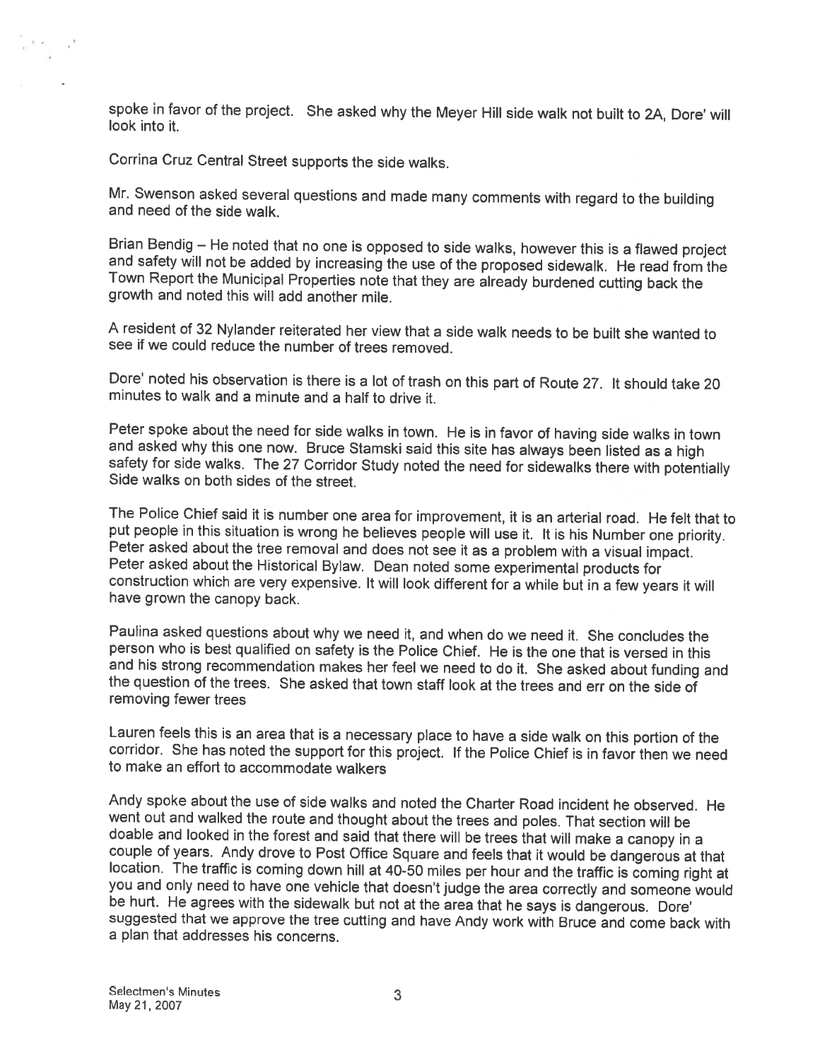spoke in favor of the project. She asked why the Meyer Hill side walk not built to 2A, Dore' will look into it.

Corrina Cruz Central Street supports the side walks.

Mr. Swenson asked several questions and made many comments with regard to the building and need of the side walk.

Brian Bendig – He noted that no one is opposed to side walks, however this is a flawed project and safety will not be added by increasing the use of the proposed sidewalk. He read from the Town Report the Municipal Properties note that they are already burdened cutting back the growth and noted this will add another mile.

A resident of 32 Nylander reiterated her view that a side walk needs to be built she wanted to see if we could reduce the number of trees removed.

Dore' noted his observation is there is a lot of trash on this part of Route 27. It should take 20 minutes to walk and a minute and a half to drive it.

Peter spoke about the need for side walks in town. He is in favor of having side walks in town and asked why this one now. Bruce Stamski said this site has always been listed as a high safety for side walks. The 27 Corridor Study noted the need for sidewalks there with potentially Side walks on both sides of the street.

The Police Chief said it is number one area for improvement, it is an arterial road. He felt that to put people in this situation is wrong he believes people will use it. It is his Number one priority. Peter asked about the tree removal and does not see it as a problem with a visual impact. Peter asked about the Historical Bylaw. Dean noted some experimental products for construction which are very expensive. It will look different for a while but in a few years it will have grown the canopy back.

Paulina asked questions about why we need it, and when do we need it. She concludes the person who is best qualified on safety is the Police Chief. He is the one that is versed in this and his strong recommendation makes her feel we need to do it. She asked about funding and the question of the trees. She asked that town staff look at the trees and err on the side of removing fewer trees

Lauren feels this is an area that is a necessary place to have a side walk on this portion of the corridor. She has noted the support for this project. If the Police Chief is in favor then we need to make an effort to accommodate walkers

Andy spoke about the use of side walks and noted the Charter Road incident he observed. He went out and walked the route and thought about the trees and poles. That section will be doable and looked in the forest and said that there will be trees that will make a canopy in a couple of years. Andy drove to Post Office Square and feels that it would be dangerous at that location. The traffic is coming down hill at 40-50 miles per hour and the traffic is coming right at you and only need to have one vehicle that doesn't judge the area correctly and someone would be hurt. He agrees with the sidewalk but not at the area that he says is dangerous. Dore' suggested that we approve the tree cutting and have Andy work with Bruce and come back with a plan that addresses his concerns.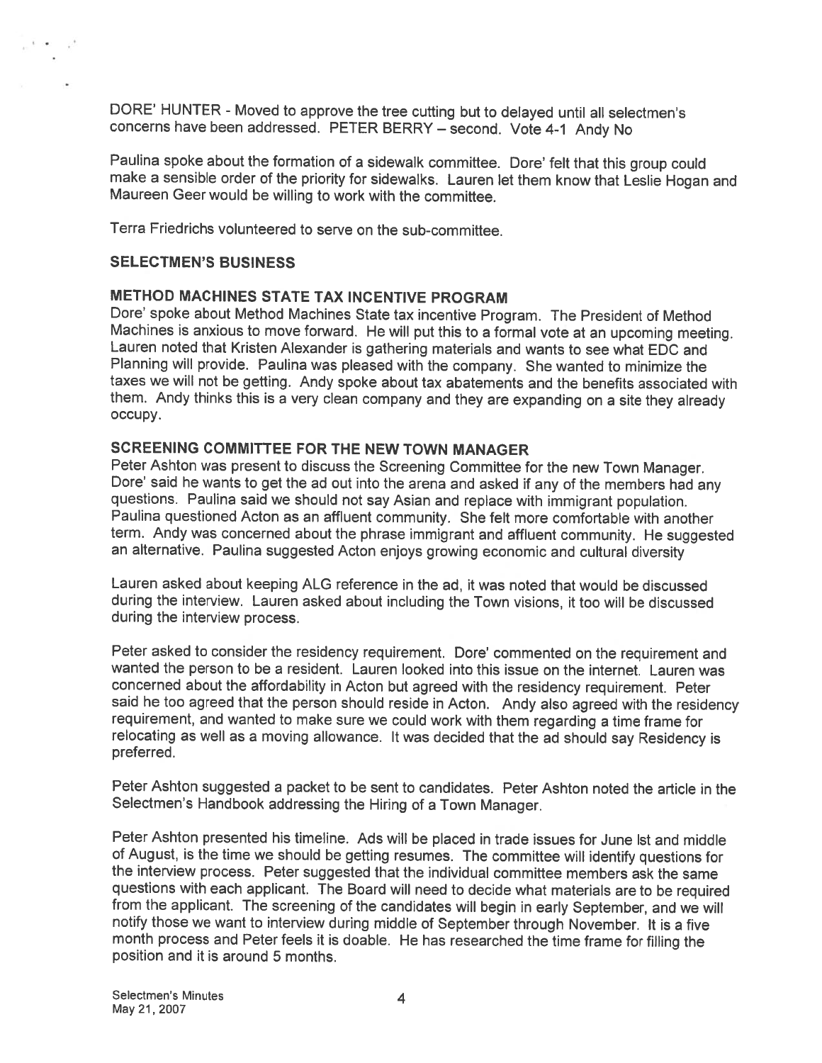DORE' HUNTER - Moved to approve the tree cutting but to delayed until all selectmen's concerns have been addressed. PETER BERRY – second. Vote 4-1 Andy No

Paulina spoke about the formation of a sidewalk committee. Dore' felt that this group could make a sensible order of the priority for sidewalks. Lauren let them know that Leslie Hogan and Maureen Geer would be willing to work with the committee.

Terra Friedrichs volunteered to serve on the sub-committee.

## SELECTMEN'S BUSINESS

### METHOD MACHINES STATE TAX INCENTIVE PROGRAM

Dore' spoke about Method Machines State tax incentive Program. The President of Method Machines is anxious to move forward. He will put this to a formal vote at an upcoming meeting. Lauren noted that Kristen Alexander is gathering materials and wants to see what EDC and Planning will provide. Paulina was pleased with the company. She wanted to minimize the taxes we will not be getting. Andy spoke about tax abatements and the benefits associated with them. Andy thinks this is a very clean company and they are expanding on a site they already occupy.

### SCREENING COMMITTEE FOR THE NEW TOWN MANAGER

Peter Ashton was present to discuss the Screening Committee for the new Town Manager. Dore' said he wants to get the ad out into the arena and asked if any of the members had any questions. Paulina said we should not say Asian and replace with immigrant population. Paulina questioned Acton as an affluent community. She felt more comfortable with another term. Andy was concerned about the phrase immigrant and affluent community. He suggested an alternative. Paulina suggested Acton enjoys growing economic and cultural diversity

Lauren asked about keeping ALG reference in the ad, it was noted that would be discussed during the interview. Lauren asked about including the Town visions, it too will be discussed during the interview process.

Peter asked to consider the residency requirement. Dore' commented on the requirement and wanted the person to be a resident. Lauren looked into this issue on the internet. Lauren was concerned about the affordability in Acton but agreed with the residency requirement. Peter said he too agreed that the person should reside in Acton. Andy also agreed with the residency requirement, and wanted to make sure we could work with them regarding a time frame for relocating as well as a moving allowance. It was decided that the ad should say Residency is preferred.

Peter Ashton suggested a packet to be sent to candidates. Peter Ashton noted the article in the Selectmen's Handbook addressing the Hiring of a Town Manager.

Peter Ashton presented his timeline. Ads will be placed in trade issues for June lst and middle of August, is the time we should be getting resumes. The committee will identify questions for the interview process. Peter suggested that the individual committee members ask the same questions with each applicant. The Board will need to decide what materials are to be required from the applicant. The screening of the candidates will begin in early September, and we will notify those we want to interview during middle of September through November. It is a five month process and Peter feels it is doable. He has researched the time frame for filling the position and it is around 5 months.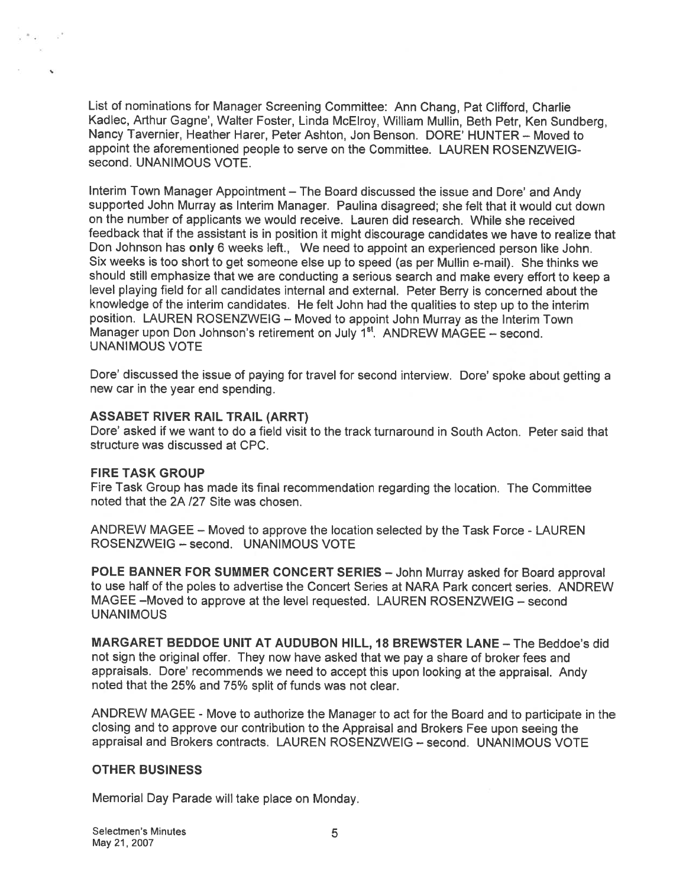List of nominations for Manager Screening Committee: Ann Chang, Pat Clifford, Charlie Kadlec, Arthur Gagne', Walter Foster, Linda McElroy, William Mullin, Beth Petr, Ken Sundberg, Nancy Tavernier, Heather Harer, Peter Ashton, Jon Benson. DORE' HUNTER – Moved to appoint the aforementioned people to serve on the Committee. LAUREN ROSENZWEIG-second. UNANIMOUS VOTE.

Interim Town Manager Appointment – The Board discussed the issue and Dore' and Andy supported John Murray as Interim Manager. Paulina disagreed; she felt that it would cut down on the number of applicants we would receive. Lauren did research. While she received feedback that if the assistant is in position it might discourage candidates we have to realize that Don Johnson has **only** 6 weeks left., We need to appoint an experienced person like John. Six weeks is too short to get someone else up to speed (as per Mullin e-mail). She thinks we should still emphasize that we are conducting a serious search and make every effort to keep a level playing field for all candidates internal and external. Peter Berry is concerned about the knowledge of the interim candidates. He felt John had the qualities to step up to the interim position. LAUREN ROSENZWEIG – Moved to appoint John Murray as the Interim Town Manager upon Don Johnson's retirement on July 1st. ANDREW MAGEE – second. UNANIMOUS VOTE

Dore' discussed the issue of paying for travel for second interview. Dore' spoke about getting a new car in the year end spending.

### ASSABET RIVER RAIL TRAIL (ARRT)

Dore' asked if we want to do a field visit to the track turnaround in South Acton. Peter said that structure was discussed at CPC.

### FIRE TASK GROUP

Fire Task Group has made its final recommendation regarding the location. The Committee noted that the 2A /27 Site was chosen.

ANDREW MAGEE – Moved to approve the location selected by the Task Force - LAUREN ROSENZWEIG – second. UNANIMOUS VOTE

**POLE BANNER FOR SUMMER CONCERT SERIES** – John Murray asked for Board approval to use half of the poles to advertise the Concert Series at NARA Park concert series. ANDREW MAGEE –Moved to approve at the level requested. LAUREN ROSENZWEIG – second UNANIMOUS

**MARGARET BEDDOE UNIT AT AUDUBON HILL, 18 BREWSTER LANE** – The Beddoe's did not sign the original offer. They now have asked that we pay a share of broker fees and appraisals. Dore' recommends we need to accept this upon looking at the appraisal. Andy noted that the 25% and 75% split of funds was not clear.

ANDREW MAGEE - Move to authorize the Manager to act for the Board and to participate in the closing and to approve our contribution to the Appraisal and Brokers Fee upon seeing the appraisal and Brokers contracts. LAUREN ROSENZWEIG – second. UNANIMOUS VOTE

### OTHER BUSINESS

Memorial Day Parade will take place on Monday.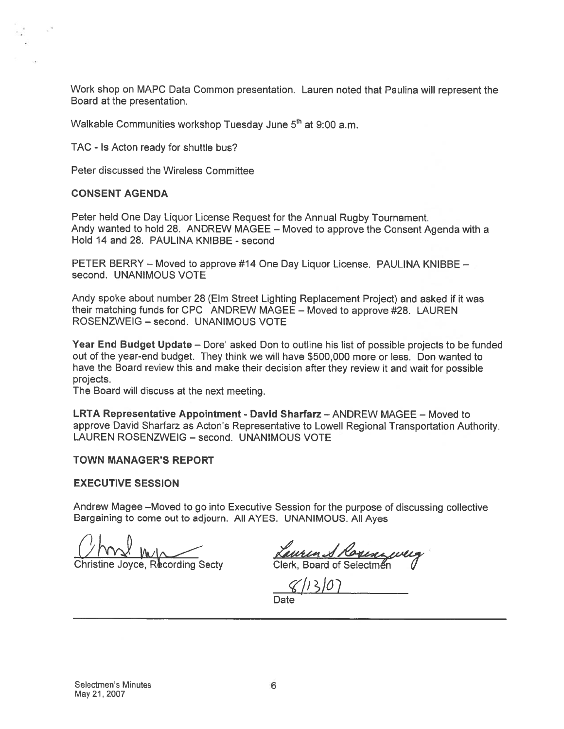Work shop on MAPC Data Common presentation. Lauren noted that Paulina will represent the Board at the presentation.

Walkable Communities workshop Tuesday June 5th at 9:00 a.m.

TAC - Is Acton ready for shuttle bus?

Peter discussed the Wireless Committee

**CONSENT AGENDA**

Peter held One Day Liquor License Request for the Annual Rugby Tournament.
Andy wanted to hold 28. ANDREW MAGEE – Moved to approve the Consent Agenda with a Hold 14 and 28. PAULINA KNIBBE - second

PETER BERRY – Moved to approve #14 One Day Liquor License. PAULINA KNIBBE – second. UNANIMOUS VOTE

Andy spoke about number 28 (Elm Street Lighting Replacement Project) and asked if it was their matching funds for CPC ANDREW MAGEE – Moved to approve #28. LAUREN ROSENZWEIG – second. UNANIMOUS VOTE

**Year End Budget Update** – Dore' asked Don to outline his list of possible projects to be funded out of the year-end budget. They think we will have $500,000 more or less. Don wanted to have the Board review this and make their decision after they review it and wait for possible projects.
The Board will discuss at the next meeting.

**LRTA Representative Appointment - David Sharfarz** – ANDREW MAGEE – Moved to approve David Sharfarz as Acton's Representative to Lowell Regional Transportation Authority. LAUREN ROSENZWEIG – second. UNANIMOUS VOTE

**TOWN MANAGER'S REPORT**

**EXECUTIVE SESSION**

Andrew Magee –Moved to go into Executive Session for the purpose of discussing collective Bargaining to come out to adjourn. All AYES. UNANIMOUS. All Ayes

Christine Joyce, Recording Secty

Clerk, Board of Selectmen

8/13/07

Date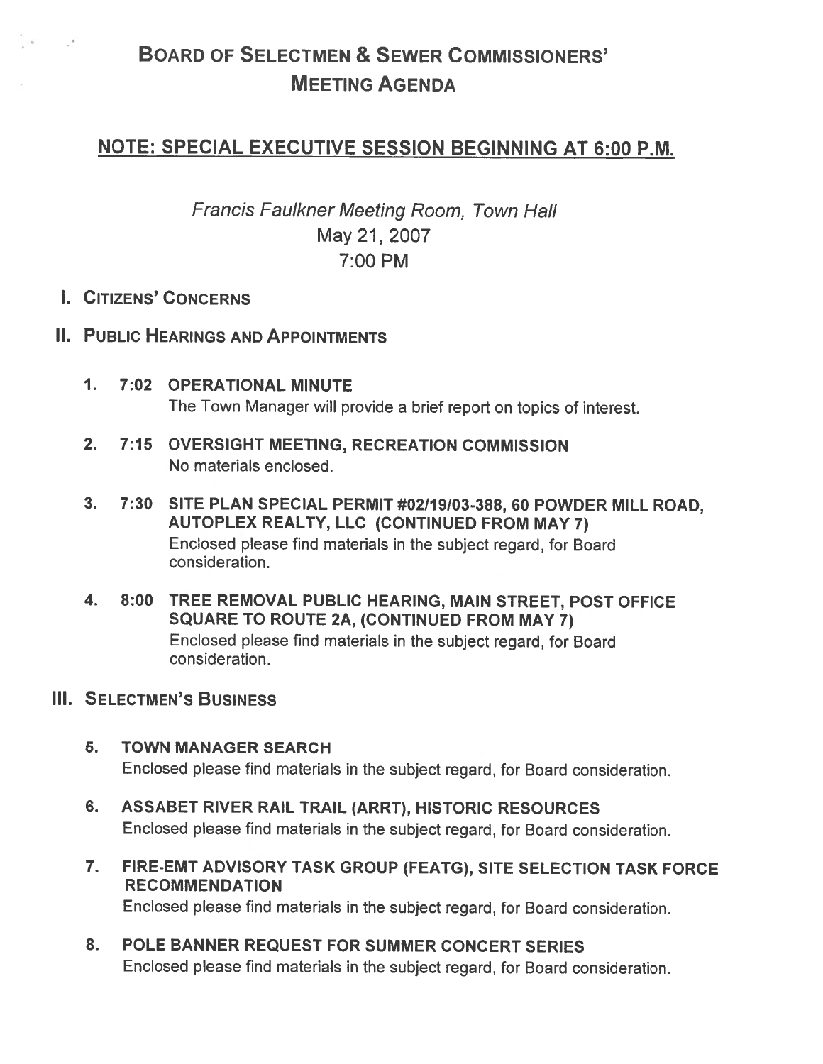# Board of Selectmen & Sewer Commissioners' Meeting Agenda

## NOTE: SPECIAL EXECUTIVE SESSION BEGINNING AT 6:00 P.M.

*Francis Faulkner Meeting Room, Town Hall*
May 21, 2007
7:00 PM

## I. Citizens' Concerns

## II. Public Hearings and Appointments

1. **7:02 OPERATIONAL MINUTE**
   The Town Manager will provide a brief report on topics of interest.

2. **7:15 OVERSIGHT MEETING, RECREATION COMMISSION**
   No materials enclosed.

3. **7:30 SITE PLAN SPECIAL PERMIT #02/19/03-388, 60 POWDER MILL ROAD, AUTOPLEX REALTY, LLC (CONTINUED FROM MAY 7)**
   Enclosed please find materials in the subject regard, for Board consideration.

4. **8:00 TREE REMOVAL PUBLIC HEARING, MAIN STREET, POST OFFICE SQUARE TO ROUTE 2A, (CONTINUED FROM MAY 7)**
   Enclosed please find materials in the subject regard, for Board consideration.

## III. Selectmen's Business

5. **TOWN MANAGER SEARCH**
   Enclosed please find materials in the subject regard, for Board consideration.

6. **ASSABET RIVER RAIL TRAIL (ARRT), HISTORIC RESOURCES**
   Enclosed please find materials in the subject regard, for Board consideration.

7. **FIRE-EMT ADVISORY TASK GROUP (FEATG), SITE SELECTION TASK FORCE RECOMMENDATION**
   Enclosed please find materials in the subject regard, for Board consideration.

8. **POLE BANNER REQUEST FOR SUMMER CONCERT SERIES**
   Enclosed please find materials in the subject regard, for Board consideration.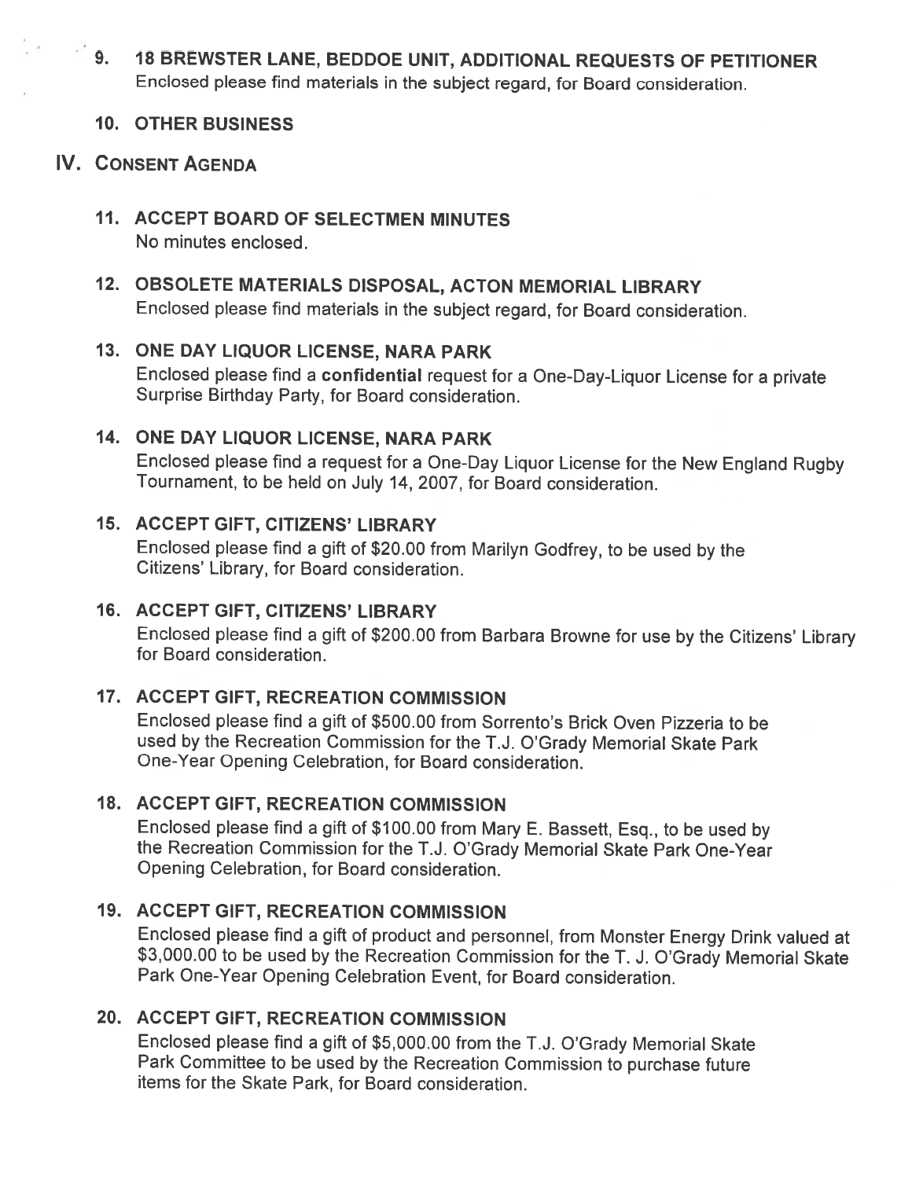**9. 18 BREWSTER LANE, BEDDOE UNIT, ADDITIONAL REQUESTS OF PETITIONER**
Enclosed please find materials in the subject regard, for Board consideration.

**10. OTHER BUSINESS**

## IV. CONSENT AGENDA

**11. ACCEPT BOARD OF SELECTMEN MINUTES**
No minutes enclosed.

**12. OBSOLETE MATERIALS DISPOSAL, ACTON MEMORIAL LIBRARY**
Enclosed please find materials in the subject regard, for Board consideration.

**13. ONE DAY LIQUOR LICENSE, NARA PARK**
Enclosed please find a **confidential** request for a One-Day-Liquor License for a private Surprise Birthday Party, for Board consideration.

**14. ONE DAY LIQUOR LICENSE, NARA PARK**
Enclosed please find a request for a One-Day Liquor License for the New England Rugby Tournament, to be held on July 14, 2007, for Board consideration.

**15. ACCEPT GIFT, CITIZENS' LIBRARY**
Enclosed please find a gift of $20.00 from Marilyn Godfrey, to be used by the Citizens' Library, for Board consideration.

**16. ACCEPT GIFT, CITIZENS' LIBRARY**
Enclosed please find a gift of $200.00 from Barbara Browne for use by the Citizens' Library for Board consideration.

**17. ACCEPT GIFT, RECREATION COMMISSION**
Enclosed please find a gift of $500.00 from Sorrento's Brick Oven Pizzeria to be used by the Recreation Commission for the T.J. O'Grady Memorial Skate Park One-Year Opening Celebration, for Board consideration.

**18. ACCEPT GIFT, RECREATION COMMISSION**
Enclosed please find a gift of $100.00 from Mary E. Bassett, Esq., to be used by the Recreation Commission for the T.J. O'Grady Memorial Skate Park One-Year Opening Celebration, for Board consideration.

**19. ACCEPT GIFT, RECREATION COMMISSION**
Enclosed please find a gift of product and personnel, from Monster Energy Drink valued at $3,000.00 to be used by the Recreation Commission for the T. J. O'Grady Memorial Skate Park One-Year Opening Celebration Event, for Board consideration.

**20. ACCEPT GIFT, RECREATION COMMISSION**
Enclosed please find a gift of $5,000.00 from the T.J. O'Grady Memorial Skate Park Committee to be used by the Recreation Commission to purchase future items for the Skate Park, for Board consideration.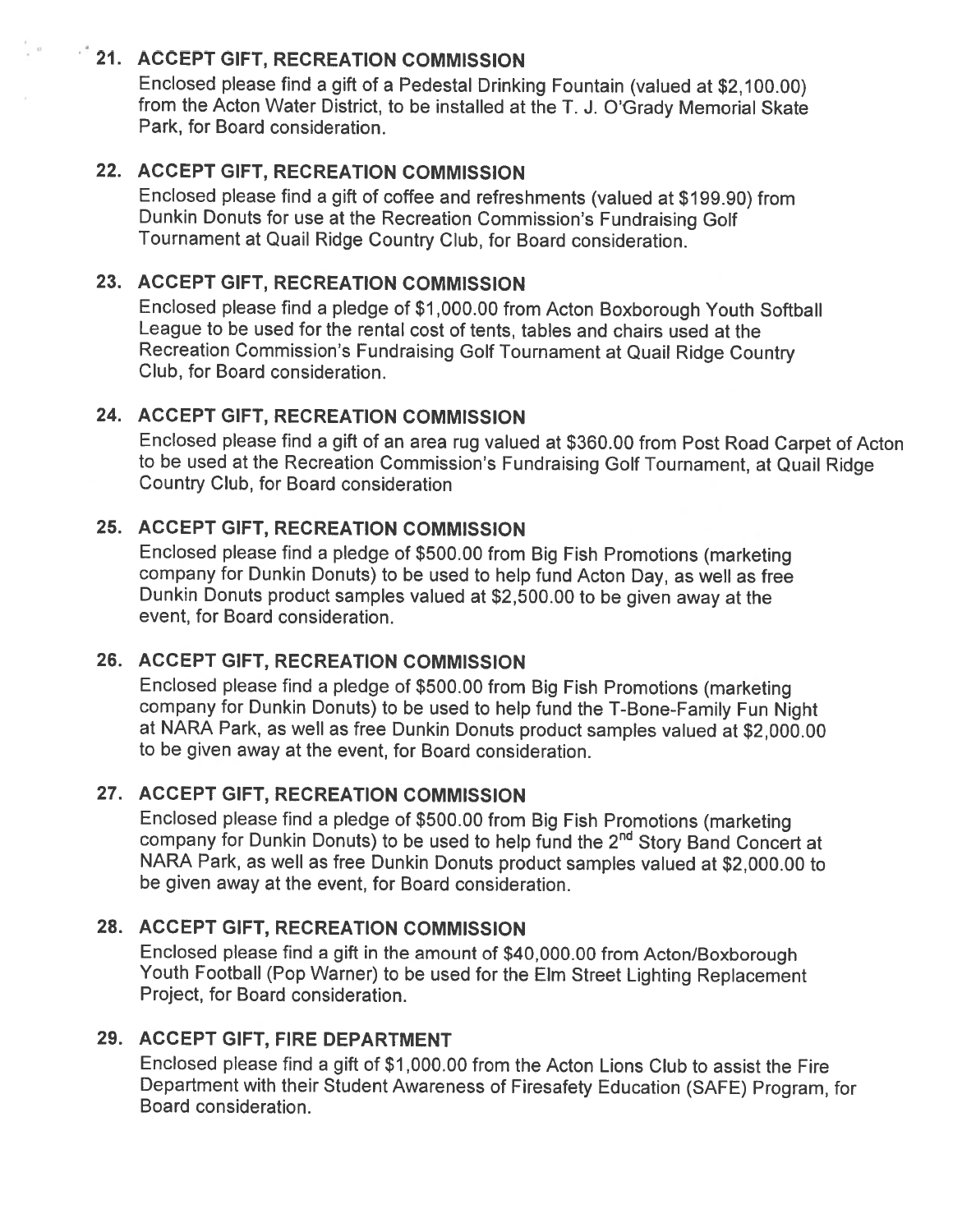21. **ACCEPT GIFT, RECREATION COMMISSION**

    Enclosed please find a gift of a Pedestal Drinking Fountain (valued at $2,100.00) from the Acton Water District, to be installed at the T. J. O'Grady Memorial Skate Park, for Board consideration.

22. **ACCEPT GIFT, RECREATION COMMISSION**

    Enclosed please find a gift of coffee and refreshments (valued at $199.90) from Dunkin Donuts for use at the Recreation Commission's Fundraising Golf Tournament at Quail Ridge Country Club, for Board consideration.

23. **ACCEPT GIFT, RECREATION COMMISSION**

    Enclosed please find a pledge of $1,000.00 from Acton Boxborough Youth Softball League to be used for the rental cost of tents, tables and chairs used at the Recreation Commission's Fundraising Golf Tournament at Quail Ridge Country Club, for Board consideration.

24. **ACCEPT GIFT, RECREATION COMMISSION**

    Enclosed please find a gift of an area rug valued at $360.00 from Post Road Carpet of Acton to be used at the Recreation Commission's Fundraising Golf Tournament, at Quail Ridge Country Club, for Board consideration

25. **ACCEPT GIFT, RECREATION COMMISSION**

    Enclosed please find a pledge of $500.00 from Big Fish Promotions (marketing company for Dunkin Donuts) to be used to help fund Acton Day, as well as free Dunkin Donuts product samples valued at $2,500.00 to be given away at the event, for Board consideration.

26. **ACCEPT GIFT, RECREATION COMMISSION**

    Enclosed please find a pledge of $500.00 from Big Fish Promotions (marketing company for Dunkin Donuts) to be used to help fund the T-Bone-Family Fun Night at NARA Park, as well as free Dunkin Donuts product samples valued at $2,000.00 to be given away at the event, for Board consideration.

27. **ACCEPT GIFT, RECREATION COMMISSION**

    Enclosed please find a pledge of $500.00 from Big Fish Promotions (marketing company for Dunkin Donuts) to be used to help fund the 2nd Story Band Concert at NARA Park, as well as free Dunkin Donuts product samples valued at $2,000.00 to be given away at the event, for Board consideration.

28. **ACCEPT GIFT, RECREATION COMMISSION**

    Enclosed please find a gift in the amount of $40,000.00 from Acton/Boxborough Youth Football (Pop Warner) to be used for the Elm Street Lighting Replacement Project, for Board consideration.

29. **ACCEPT GIFT, FIRE DEPARTMENT**

    Enclosed please find a gift of $1,000.00 from the Acton Lions Club to assist the Fire Department with their Student Awareness of Firesafety Education (SAFE) Program, for Board consideration.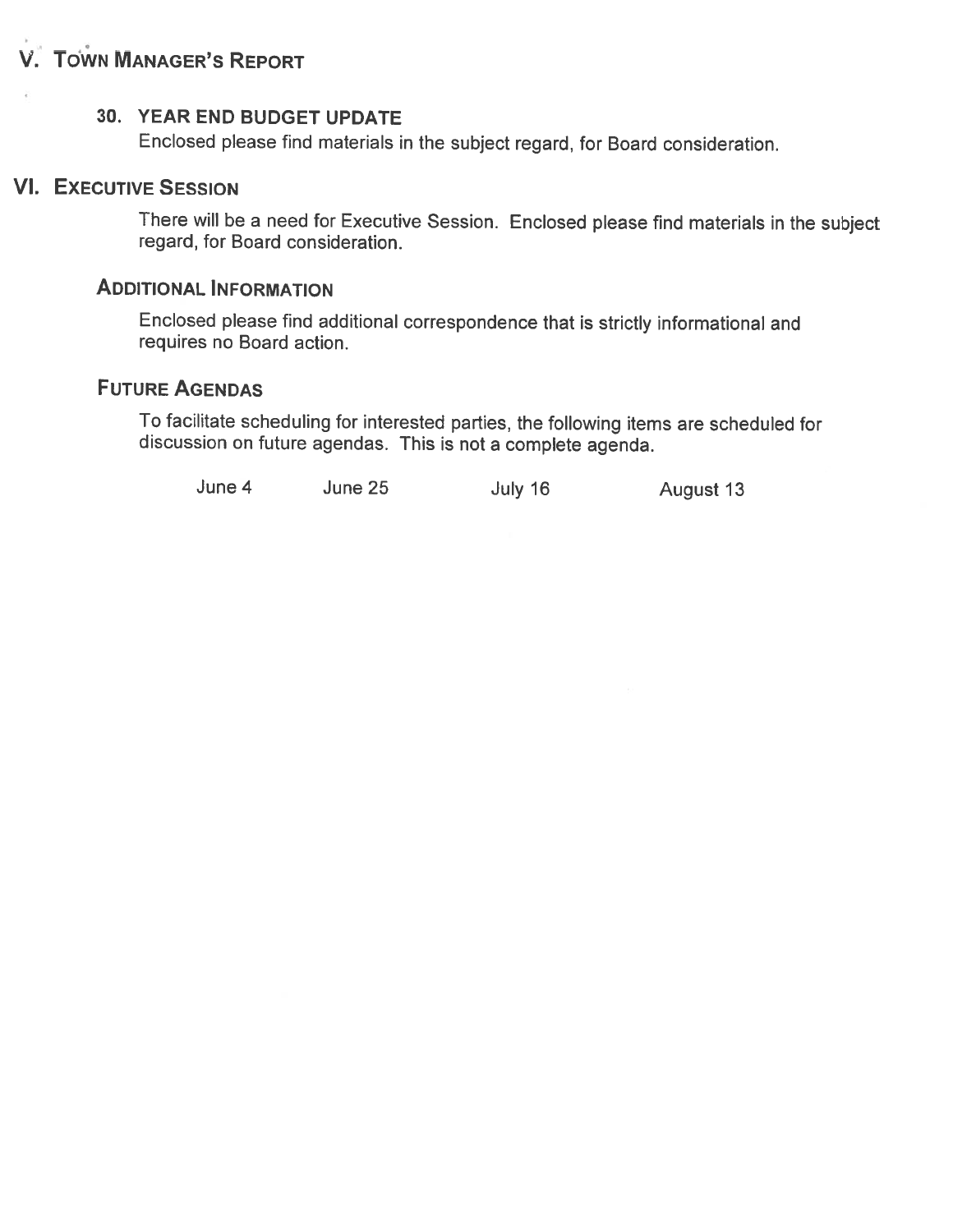## V. Town Manager's Report

### 30. YEAR END BUDGET UPDATE

Enclosed please find materials in the subject regard, for Board consideration.

## VI. Executive Session

There will be a need for Executive Session. Enclosed please find materials in the subject regard, for Board consideration.

### Additional Information

Enclosed please find additional correspondence that is strictly informational and requires no Board action.

### Future Agendas

To facilitate scheduling for interested parties, the following items are scheduled for discussion on future agendas. This is not a complete agenda.

| June 4 | June 25 | July 16 | August 13 |
|---|---|---|---|